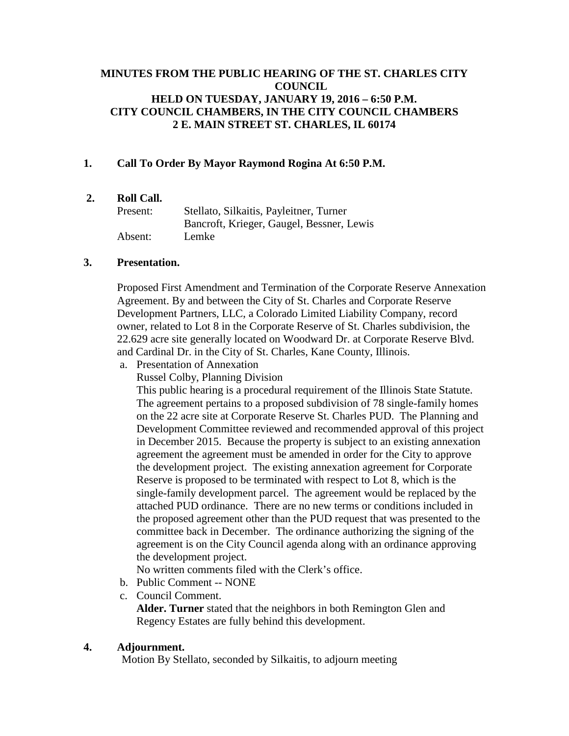# MINUTES FROM THE PUBLIC HEARING OF THE ST. CHARLES CITY COUNCIL
# HELD ON TUESDAY, JANUARY 19, 2016 – 6:50 P.M.
# CITY COUNCIL CHAMBERS, IN THE CITY COUNCIL CHAMBERS
# 2 E. MAIN STREET ST. CHARLES, IL 60174

**1. Call To Order By Mayor Raymond Rogina At 6:50 P.M.**

**2. Roll Call.**

| | |
|---|---|
| Present: | Stellato, Silkaitis, Payleitner, Turner |
| | Bancroft, Krieger, Gaugel, Bessner, Lewis |
| Absent: | Lemke |

**3. Presentation.**

Proposed First Amendment and Termination of the Corporate Reserve Annexation Agreement. By and between the City of St. Charles and Corporate Reserve Development Partners, LLC, a Colorado Limited Liability Company, record owner, related to Lot 8 in the Corporate Reserve of St. Charles subdivision, the 22.629 acre site generally located on Woodward Dr. at Corporate Reserve Blvd. and Cardinal Dr. in the City of St. Charles, Kane County, Illinois.

a. Presentation of Annexation

   Russel Colby, Planning Division

   This public hearing is a procedural requirement of the Illinois State Statute. The agreement pertains to a proposed subdivision of 78 single-family homes on the 22 acre site at Corporate Reserve St. Charles PUD. The Planning and Development Committee reviewed and recommended approval of this project in December 2015. Because the property is subject to an existing annexation agreement the agreement must be amended in order for the City to approve the development project. The existing annexation agreement for Corporate Reserve is proposed to be terminated with respect to Lot 8, which is the single-family development parcel. The agreement would be replaced by the attached PUD ordinance. There are no new terms or conditions included in the proposed agreement other than the PUD request that was presented to the committee back in December. The ordinance authorizing the signing of the agreement is on the City Council agenda along with an ordinance approving the development project.

   No written comments filed with the Clerk's office.

b. Public Comment -- NONE

c. Council Comment.

   **Alder. Turner** stated that the neighbors in both Remington Glen and Regency Estates are fully behind this development.

**4. Adjournment.**

Motion By Stellato, seconded by Silkaitis, to adjourn meeting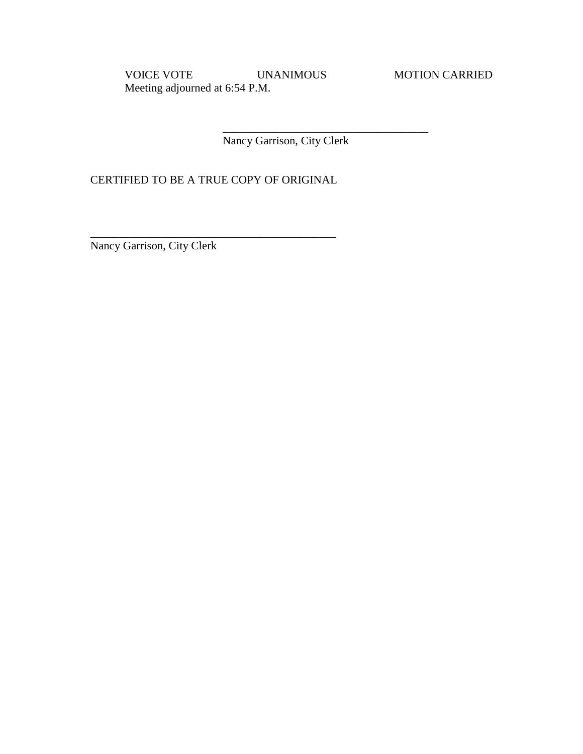VOICE VOTE UNANIMOUS MOTION CARRIED

Meeting adjourned at 6:54 P.M.

\_\_\_\_\_\_\_\_\_\_\_\_\_\_\_\_\_\_\_\_\_\_\_\_\_\_\_\_\_\_\_\_\_\_\_\_

Nancy Garrison, City Clerk

CERTIFIED TO BE A TRUE COPY OF ORIGINAL

\_\_\_\_\_\_\_\_\_\_\_\_\_\_\_\_\_\_\_\_\_\_\_\_\_\_\_\_\_\_\_\_\_\_\_\_\_\_\_\_\_\_\_\_

Nancy Garrison, City Clerk